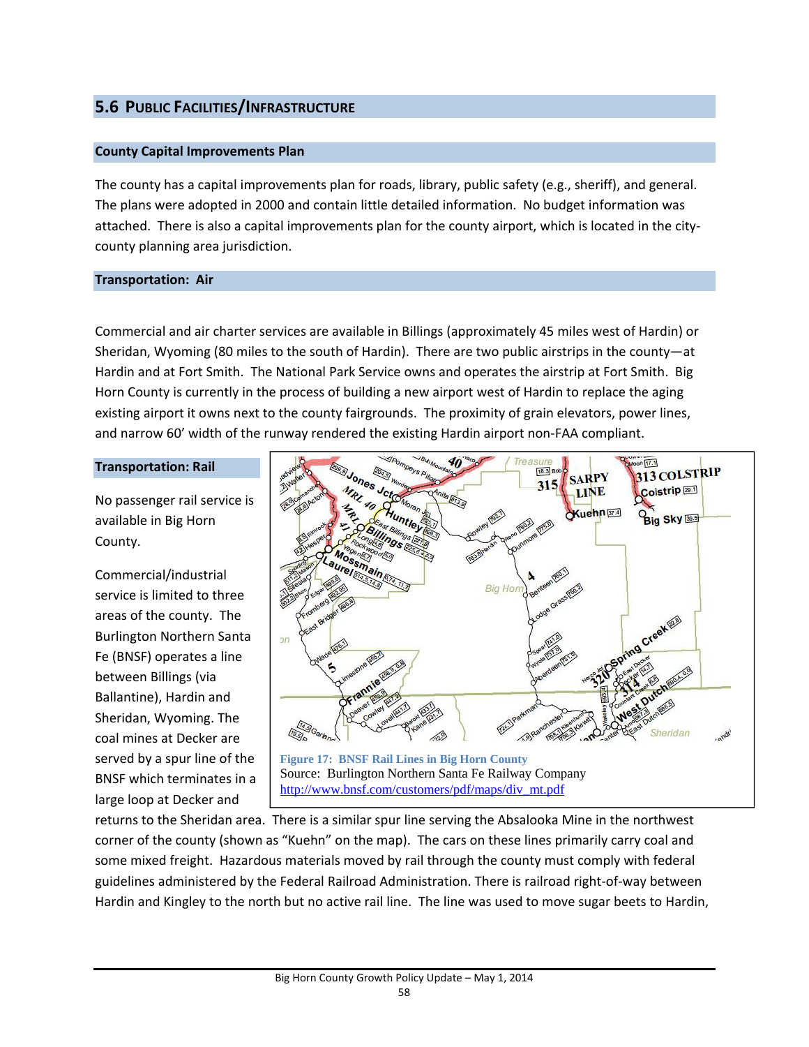## 5.6 PUBLIC FACILITIES/INFRASTRUCTURE

### County Capital Improvements Plan

The county has a capital improvements plan for roads, library, public safety (e.g., sheriff), and general. The plans were adopted in 2000 and contain little detailed information. No budget information was attached. There is also a capital improvements plan for the county airport, which is located in the city-county planning area jurisdiction.

### Transportation: Air

Commercial and air charter services are available in Billings (approximately 45 miles west of Hardin) or Sheridan, Wyoming (80 miles to the south of Hardin). There are two public airstrips in the county—at Hardin and at Fort Smith. The National Park Service owns and operates the airstrip at Fort Smith. Big Horn County is currently in the process of building a new airport west of Hardin to replace the aging existing airport it owns next to the county fairgrounds. The proximity of grain elevators, power lines, and narrow 60' width of the runway rendered the existing Hardin airport non-FAA compliant.

### Transportation: Rail

No passenger rail service is available in Big Horn County.

Commercial/industrial service is limited to three areas of the county. The Burlington Northern Santa Fe (BNSF) operates a line between Billings (via Ballantine), Hardin and Sheridan, Wyoming. The coal mines at Decker are served by a spur line of the BNSF which terminates in a large loop at Decker and returns to the Sheridan area. There is a similar spur line serving the Absalooka Mine in the northwest corner of the county (shown as "Kuehn" on the map). The cars on these lines primarily carry coal and some mixed freight. Hazardous materials moved by rail through the county must comply with federal guidelines administered by the Federal Railroad Administration. There is railroad right-of-way between Hardin and Kingley to the north but no active rail line. The line was used to move sugar beets to Hardin,

**Figure 17: BNSF Rail Lines in Big Horn County**
Source: Burlington Northern Santa Fe Railway Company
http://www.bnsf.com/customers/pdf/maps/div_mt.pdf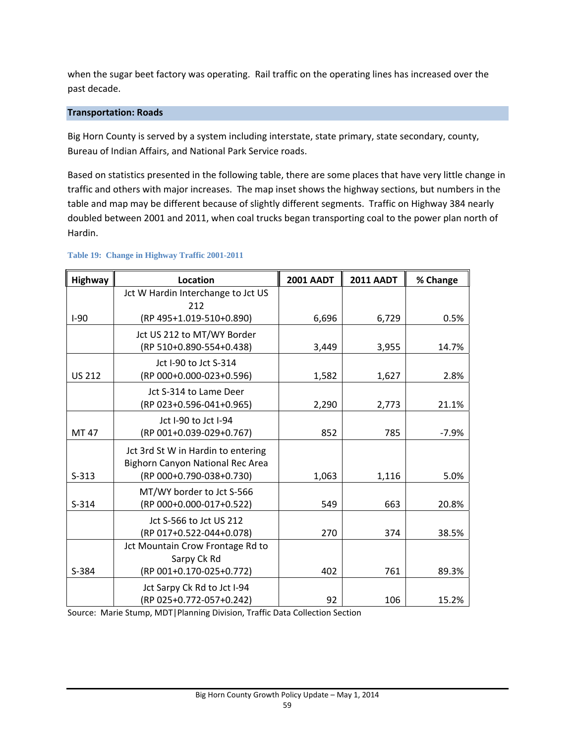when the sugar beet factory was operating. Rail traffic on the operating lines has increased over the past decade.

## Transportation: Roads

Big Horn County is served by a system including interstate, state primary, state secondary, county, Bureau of Indian Affairs, and National Park Service roads.

Based on statistics presented in the following table, there are some places that have very little change in traffic and others with major increases. The map inset shows the highway sections, but numbers in the table and map may be different because of slightly different segments. Traffic on Highway 384 nearly doubled between 2001 and 2011, when coal trucks began transporting coal to the power plan north of Hardin.

**Table 19: Change in Highway Traffic 2001-2011**

| Highway | Location | 2001 AADT | 2011 AADT | % Change |
|---|---|---|---|---|
| I-90 | Jct W Hardin Interchange to Jct US 212 (RP 495+1.019-510+0.890) | 6,696 | 6,729 | 0.5% |
| | Jct US 212 to MT/WY Border (RP 510+0.890-554+0.438) | 3,449 | 3,955 | 14.7% |
| US 212 | Jct I-90 to Jct S-314 (RP 000+0.000-023+0.596) | 1,582 | 1,627 | 2.8% |
| | Jct S-314 to Lame Deer (RP 023+0.596-041+0.965) | 2,290 | 2,773 | 21.1% |
| MT 47 | Jct I-90 to Jct I-94 (RP 001+0.039-029+0.767) | 852 | 785 | -7.9% |
| S-313 | Jct 3rd St W in Hardin to entering Bighorn Canyon National Rec Area (RP 000+0.790-038+0.730) | 1,063 | 1,116 | 5.0% |
| S-314 | MT/WY border to Jct S-566 (RP 000+0.000-017+0.522) | 549 | 663 | 20.8% |
| | Jct S-566 to Jct US 212 (RP 017+0.522-044+0.078) | 270 | 374 | 38.5% |
| S-384 | Jct Mountain Crow Frontage Rd to Sarpy Ck Rd (RP 001+0.170-025+0.772) | 402 | 761 | 89.3% |
| | Jct Sarpy Ck Rd to Jct I-94 (RP 025+0.772-057+0.242) | 92 | 106 | 15.2% |

Source: Marie Stump, MDT|Planning Division, Traffic Data Collection Section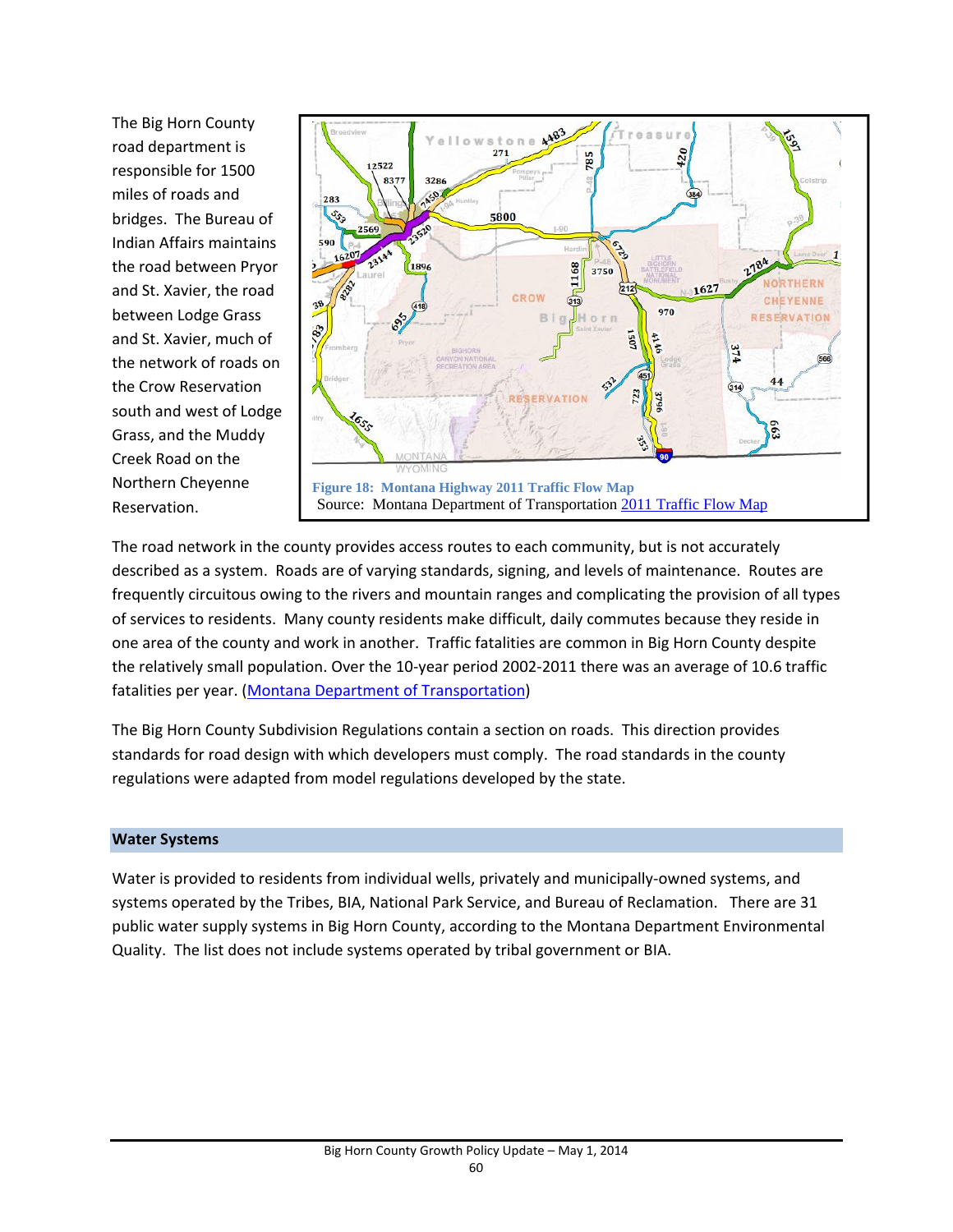The Big Horn County road department is responsible for 1500 miles of roads and bridges. The Bureau of Indian Affairs maintains the road between Pryor and St. Xavier, the road between Lodge Grass and St. Xavier, much of the network of roads on the Crow Reservation south and west of Lodge Grass, and the Muddy Creek Road on the Northern Cheyenne Reservation.

Figure 18: Montana Highway 2011 Traffic Flow Map
Source: Montana Department of Transportation 2011 Traffic Flow Map

The road network in the county provides access routes to each community, but is not accurately described as a system. Roads are of varying standards, signing, and levels of maintenance. Routes are frequently circuitous owing to the rivers and mountain ranges and complicating the provision of all types of services to residents. Many county residents make difficult, daily commutes because they reside in one area of the county and work in another. Traffic fatalities are common in Big Horn County despite the relatively small population. Over the 10-year period 2002-2011 there was an average of 10.6 traffic fatalities per year. (Montana Department of Transportation)

The Big Horn County Subdivision Regulations contain a section on roads. This direction provides standards for road design with which developers must comply. The road standards in the county regulations were adapted from model regulations developed by the state.

## Water Systems

Water is provided to residents from individual wells, privately and municipally-owned systems, and systems operated by the Tribes, BIA, National Park Service, and Bureau of Reclamation. There are 31 public water supply systems in Big Horn County, according to the Montana Department Environmental Quality. The list does not include systems operated by tribal government or BIA.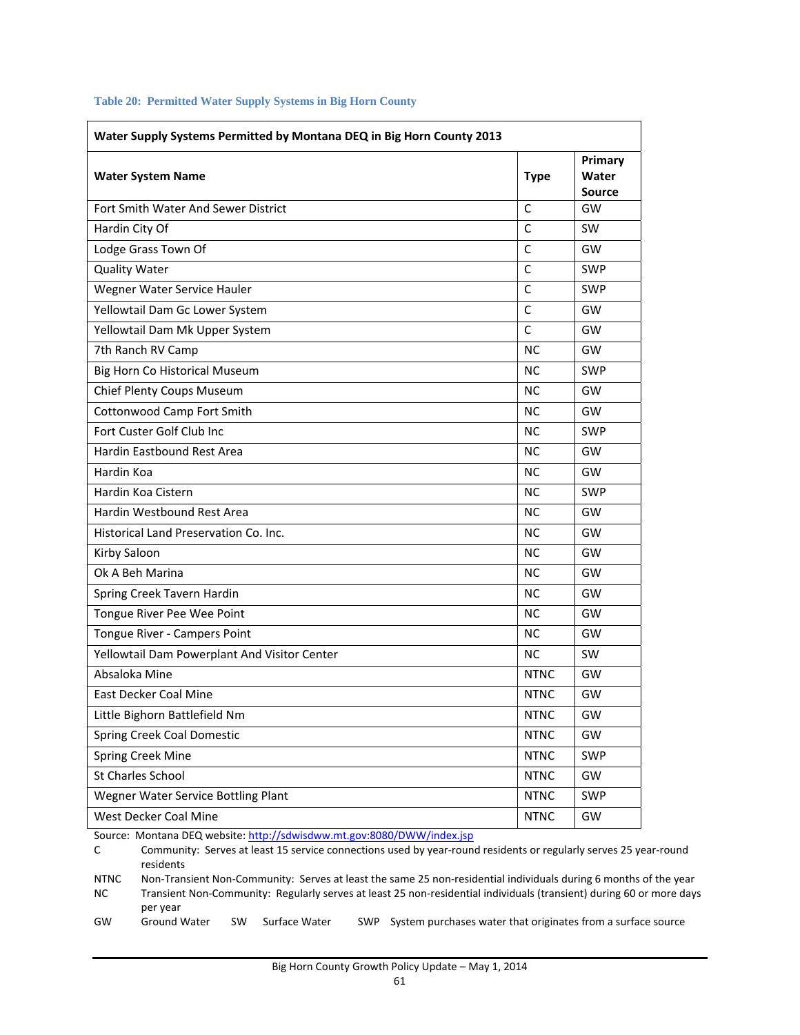**Table 20: Permitted Water Supply Systems in Big Horn County**

| Water Supply Systems Permitted by Montana DEQ in Big Horn County 2013 | | |
|---|---|---|
| **Water System Name** | **Type** | **Primary Water Source** |
| Fort Smith Water And Sewer District | C | GW |
| Hardin City Of | C | SW |
| Lodge Grass Town Of | C | GW |
| Quality Water | C | SWP |
| Wegner Water Service Hauler | C | SWP |
| Yellowtail Dam Gc Lower System | C | GW |
| Yellowtail Dam Mk Upper System | C | GW |
| 7th Ranch RV Camp | NC | GW |
| Big Horn Co Historical Museum | NC | SWP |
| Chief Plenty Coups Museum | NC | GW |
| Cottonwood Camp Fort Smith | NC | GW |
| Fort Custer Golf Club Inc | NC | SWP |
| Hardin Eastbound Rest Area | NC | GW |
| Hardin Koa | NC | GW |
| Hardin Koa Cistern | NC | SWP |
| Hardin Westbound Rest Area | NC | GW |
| Historical Land Preservation Co. Inc. | NC | GW |
| Kirby Saloon | NC | GW |
| Ok A Beh Marina | NC | GW |
| Spring Creek Tavern Hardin | NC | GW |
| Tongue River Pee Wee Point | NC | GW |
| Tongue River - Campers Point | NC | GW |
| Yellowtail Dam Powerplant And Visitor Center | NC | SW |
| Absaloka Mine | NTNC | GW |
| East Decker Coal Mine | NTNC | GW |
| Little Bighorn Battlefield Nm | NTNC | GW |
| Spring Creek Coal Domestic | NTNC | GW |
| Spring Creek Mine | NTNC | SWP |
| St Charles School | NTNC | GW |
| Wegner Water Service Bottling Plant | NTNC | SWP |
| West Decker Coal Mine | NTNC | GW |

Source: Montana DEQ website: http://sdwisdww.mt.gov:8080/DWW/index.jsp

C Community: Serves at least 15 service connections used by year-round residents or regularly serves 25 year-round residents

NTNC Non-Transient Non-Community: Serves at least the same 25 non-residential individuals during 6 months of the year

NC Transient Non-Community: Regularly serves at least 25 non-residential individuals (transient) during 60 or more days per year

GW Ground Water SW Surface Water SWP System purchases water that originates from a surface source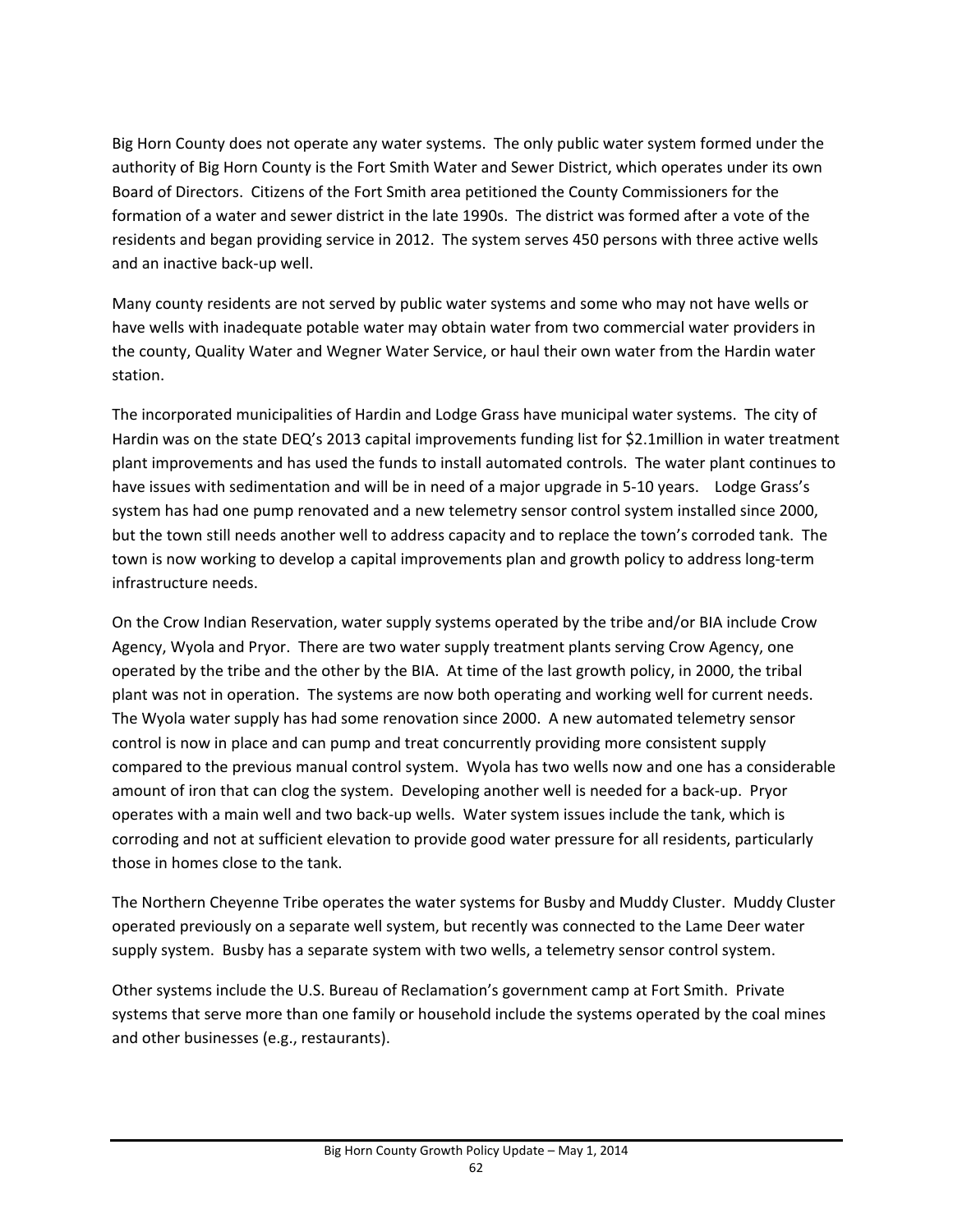Big Horn County does not operate any water systems. The only public water system formed under the authority of Big Horn County is the Fort Smith Water and Sewer District, which operates under its own Board of Directors. Citizens of the Fort Smith area petitioned the County Commissioners for the formation of a water and sewer district in the late 1990s. The district was formed after a vote of the residents and began providing service in 2012. The system serves 450 persons with three active wells and an inactive back-up well.

Many county residents are not served by public water systems and some who may not have wells or have wells with inadequate potable water may obtain water from two commercial water providers in the county, Quality Water and Wegner Water Service, or haul their own water from the Hardin water station.

The incorporated municipalities of Hardin and Lodge Grass have municipal water systems. The city of Hardin was on the state DEQ's 2013 capital improvements funding list for $2.1million in water treatment plant improvements and has used the funds to install automated controls. The water plant continues to have issues with sedimentation and will be in need of a major upgrade in 5-10 years. Lodge Grass's system has had one pump renovated and a new telemetry sensor control system installed since 2000, but the town still needs another well to address capacity and to replace the town's corroded tank. The town is now working to develop a capital improvements plan and growth policy to address long-term infrastructure needs.

On the Crow Indian Reservation, water supply systems operated by the tribe and/or BIA include Crow Agency, Wyola and Pryor. There are two water supply treatment plants serving Crow Agency, one operated by the tribe and the other by the BIA. At time of the last growth policy, in 2000, the tribal plant was not in operation. The systems are now both operating and working well for current needs. The Wyola water supply has had some renovation since 2000. A new automated telemetry sensor control is now in place and can pump and treat concurrently providing more consistent supply compared to the previous manual control system. Wyola has two wells now and one has a considerable amount of iron that can clog the system. Developing another well is needed for a back-up. Pryor operates with a main well and two back-up wells. Water system issues include the tank, which is corroding and not at sufficient elevation to provide good water pressure for all residents, particularly those in homes close to the tank.

The Northern Cheyenne Tribe operates the water systems for Busby and Muddy Cluster. Muddy Cluster operated previously on a separate well system, but recently was connected to the Lame Deer water supply system. Busby has a separate system with two wells, a telemetry sensor control system.

Other systems include the U.S. Bureau of Reclamation's government camp at Fort Smith. Private systems that serve more than one family or household include the systems operated by the coal mines and other businesses (e.g., restaurants).